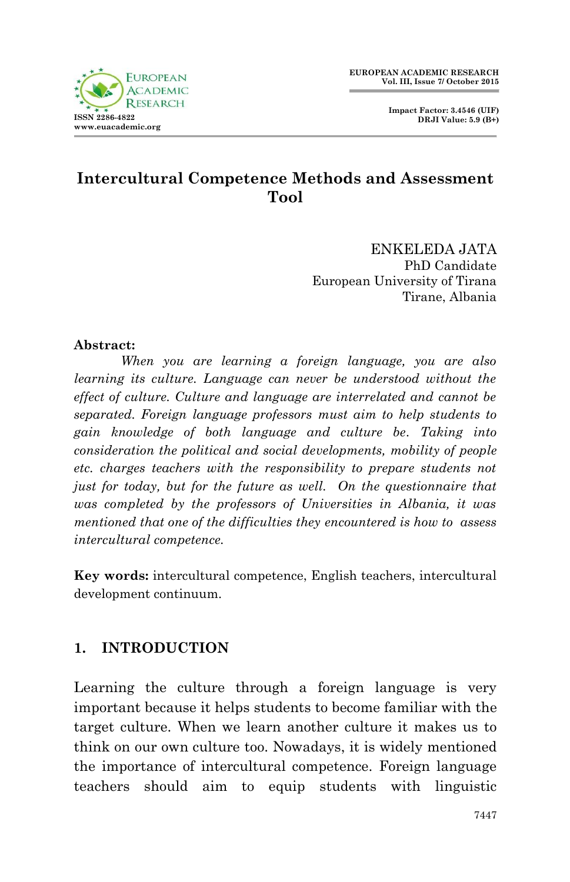# Intercultural Competence Methods and Assessment Tool

ENKELEDA JATA
PhD Candidate
European University of Tirana
Tirane, Albania

**Abstract:**

*When you are learning a foreign language, you are also learning its culture. Language can never be understood without the effect of culture. Culture and language are interrelated and cannot be separated. Foreign language professors must aim to help students to gain knowledge of both language and culture be. Taking into consideration the political and social developments, mobility of people etc. charges teachers with the responsibility to prepare students not just for today, but for the future as well. On the questionnaire that was completed by the professors of Universities in Albania, it was mentioned that one of the difficulties they encountered is how to assess intercultural competence.*

**Key words:** intercultural competence, English teachers, intercultural development continuum.

## 1. INTRODUCTION

Learning the culture through a foreign language is very important because it helps students to become familiar with the target culture. When we learn another culture it makes us to think on our own culture too. Nowadays, it is widely mentioned the importance of intercultural competence. Foreign language teachers should aim to equip students with linguistic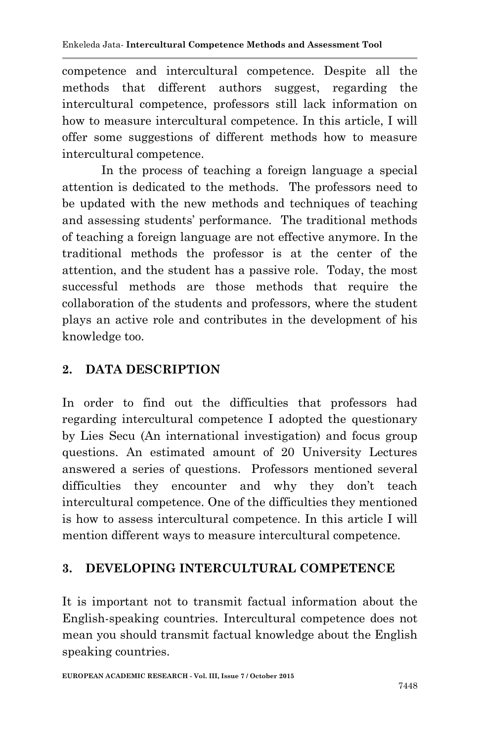competence and intercultural competence. Despite all the methods that different authors suggest, regarding the intercultural competence, professors still lack information on how to measure intercultural competence. In this article, I will offer some suggestions of different methods how to measure intercultural competence.

In the process of teaching a foreign language a special attention is dedicated to the methods. The professors need to be updated with the new methods and techniques of teaching and assessing students' performance. The traditional methods of teaching a foreign language are not effective anymore. In the traditional methods the professor is at the center of the attention, and the student has a passive role. Today, the most successful methods are those methods that require the collaboration of the students and professors, where the student plays an active role and contributes in the development of his knowledge too.

## 2. DATA DESCRIPTION

In order to find out the difficulties that professors had regarding intercultural competence I adopted the questionary by Lies Secu (An international investigation) and focus group questions. An estimated amount of 20 University Lectures answered a series of questions. Professors mentioned several difficulties they encounter and why they don't teach intercultural competence. One of the difficulties they mentioned is how to assess intercultural competence. In this article I will mention different ways to measure intercultural competence.

## 3. DEVELOPING INTERCULTURAL COMPETENCE

It is important not to transmit factual information about the English-speaking countries. Intercultural competence does not mean you should transmit factual knowledge about the English speaking countries.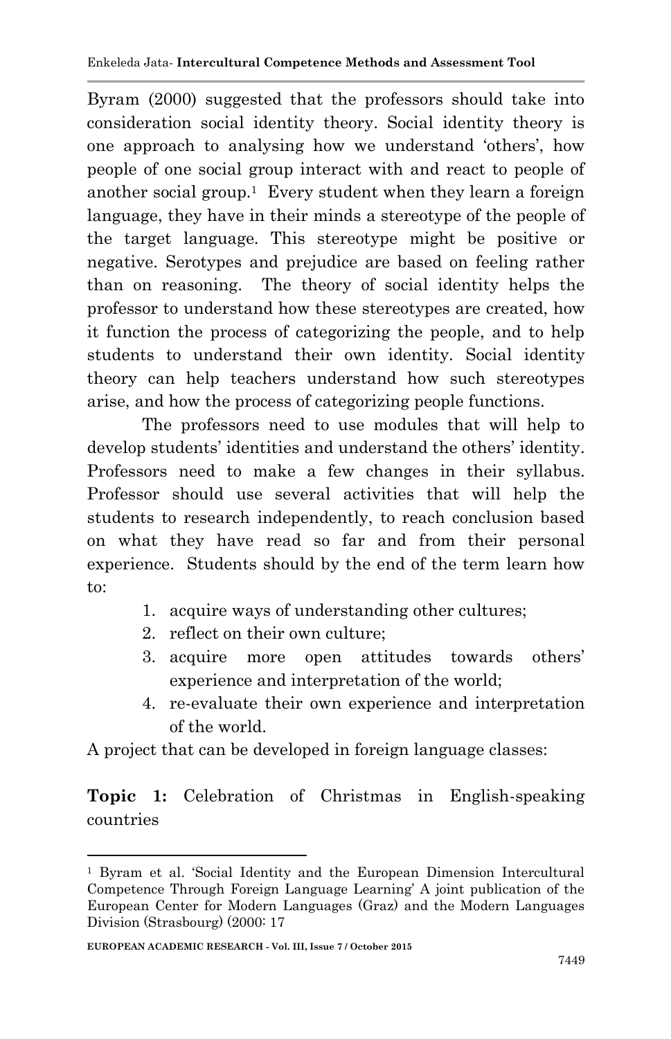Byram (2000) suggested that the professors should take into consideration social identity theory. Social identity theory is one approach to analysing how we understand 'others', how people of one social group interact with and react to people of another social group.[1] Every student when they learn a foreign language, they have in their minds a stereotype of the people of the target language. This stereotype might be positive or negative. Serotypes and prejudice are based on feeling rather than on reasoning. The theory of social identity helps the professor to understand how these stereotypes are created, how it function the process of categorizing the people, and to help students to understand their own identity. Social identity theory can help teachers understand how such stereotypes arise, and how the process of categorizing people functions.

The professors need to use modules that will help to develop students' identities and understand the others' identity. Professors need to make a few changes in their syllabus. Professor should use several activities that will help the students to research independently, to reach conclusion based on what they have read so far and from their personal experience. Students should by the end of the term learn how to:

1. acquire ways of understanding other cultures;
2. reflect on their own culture;
3. acquire more open attitudes towards others' experience and interpretation of the world;
4. re-evaluate their own experience and interpretation of the world.

A project that can be developed in foreign language classes:

**Topic 1:** Celebration of Christmas in English-speaking countries

---

[1] Byram et al. 'Social Identity and the European Dimension Intercultural Competence Through Foreign Language Learning' A joint publication of the European Center for Modern Languages (Graz) and the Modern Languages Division (Strasbourg) (2000: 17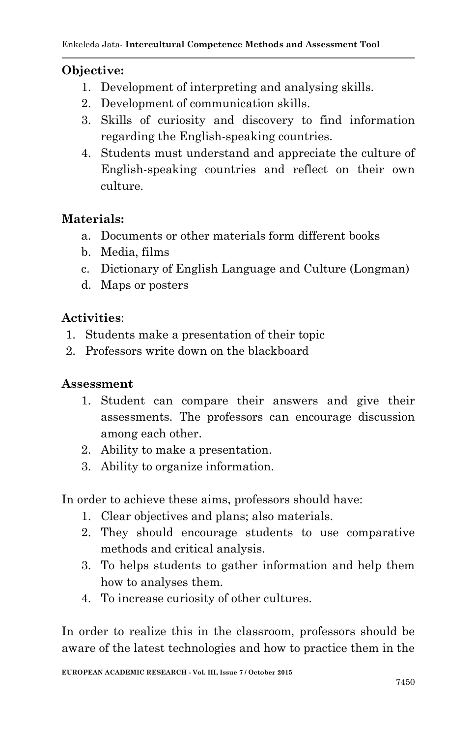**Objective:**

1. Development of interpreting and analysing skills.
2. Development of communication skills.
3. Skills of curiosity and discovery to find information regarding the English-speaking countries.
4. Students must understand and appreciate the culture of English-speaking countries and reflect on their own culture.

**Materials:**

a. Documents or other materials form different books
b. Media, films
c. Dictionary of English Language and Culture (Longman)
d. Maps or posters

**Activities**:

1. Students make a presentation of their topic
2. Professors write down on the blackboard

**Assessment**

1. Student can compare their answers and give their assessments. The professors can encourage discussion among each other.
2. Ability to make a presentation.
3. Ability to organize information.

In order to achieve these aims, professors should have:

1. Clear objectives and plans; also materials.
2. They should encourage students to use comparative methods and critical analysis.
3. To helps students to gather information and help them how to analyses them.
4. To increase curiosity of other cultures.

In order to realize this in the classroom, professors should be aware of the latest technologies and how to practice them in the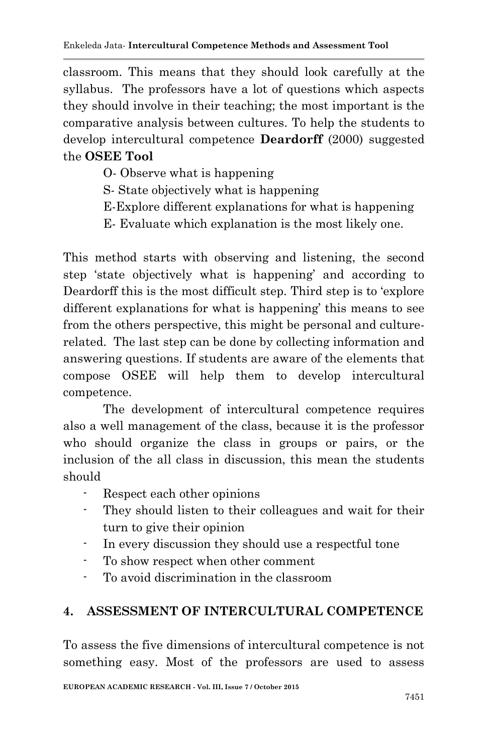classroom. This means that they should look carefully at the syllabus. The professors have a lot of questions which aspects they should involve in their teaching; the most important is the comparative analysis between cultures. To help the students to develop intercultural competence **Deardorff** (2000) suggested the **OSEE Tool**

O- Observe what is happening  
S- State objectively what is happening  
E-Explore different explanations for what is happening  
E- Evaluate which explanation is the most likely one.

This method starts with observing and listening, the second step 'state objectively what is happening' and according to Deardorff this is the most difficult step. Third step is to 'explore different explanations for what is happening' this means to see from the others perspective, this might be personal and culture-related. The last step can be done by collecting information and answering questions. If students are aware of the elements that compose OSEE will help them to develop intercultural competence.

The development of intercultural competence requires also a well management of the class, because it is the professor who should organize the class in groups or pairs, or the inclusion of the all class in discussion, this mean the students should

- Respect each other opinions
- They should listen to their colleagues and wait for their turn to give their opinion
- In every discussion they should use a respectful tone
- To show respect when other comment
- To avoid discrimination in the classroom

## 4. ASSESSMENT OF INTERCULTURAL COMPETENCE

To assess the five dimensions of intercultural competence is not something easy. Most of the professors are used to assess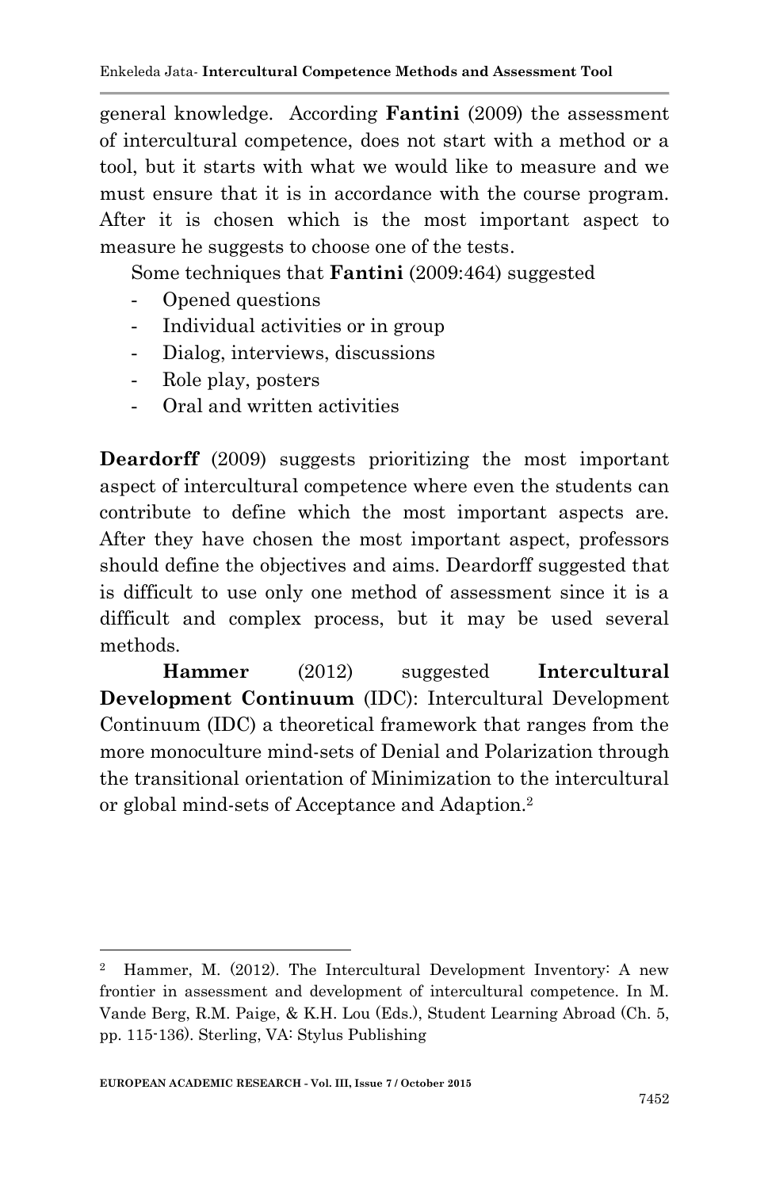general knowledge. According **Fantini** (2009) the assessment of intercultural competence, does not start with a method or a tool, but it starts with what we would like to measure and we must ensure that it is in accordance with the course program. After it is chosen which is the most important aspect to measure he suggests to choose one of the tests.

Some techniques that **Fantini** (2009:464) suggested

- Opened questions
- Individual activities or in group
- Dialog, interviews, discussions
- Role play, posters
- Oral and written activities

**Deardorff** (2009) suggests prioritizing the most important aspect of intercultural competence where even the students can contribute to define which the most important aspects are. After they have chosen the most important aspect, professors should define the objectives and aims. Deardorff suggested that is difficult to use only one method of assessment since it is a difficult and complex process, but it may be used several methods.

**Hammer** (2012) suggested **Intercultural Development Continuum** (IDC): Intercultural Development Continuum (IDC) a theoretical framework that ranges from the more monoculture mind-sets of Denial and Polarization through the transitional orientation of Minimization to the intercultural or global mind-sets of Acceptance and Adaption.[2]

---

[2] Hammer, M. (2012). The Intercultural Development Inventory: A new frontier in assessment and development of intercultural competence. In M. Vande Berg, R.M. Paige, & K.H. Lou (Eds.), Student Learning Abroad (Ch. 5, pp. 115-136). Sterling, VA: Stylus Publishing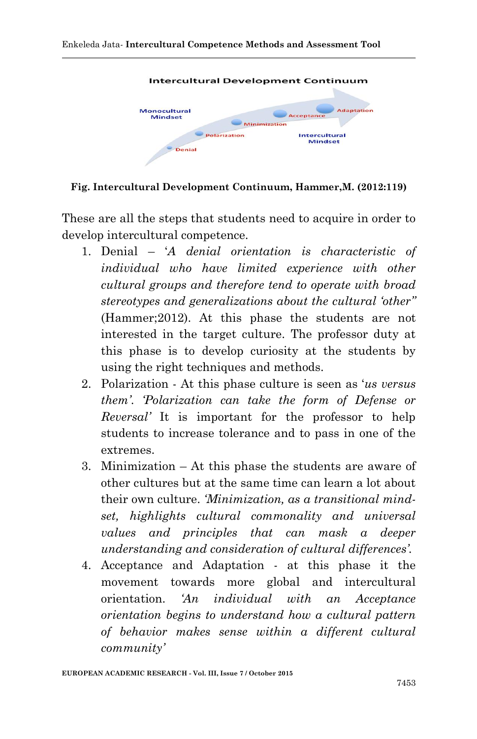**Fig. Intercultural Development Continuum, Hammer,M. (2012:119)**

These are all the steps that students need to acquire in order to develop intercultural competence.

1. Denial – '*A denial orientation is characteristic of individual who have limited experience with other cultural groups and therefore tend to operate with broad stereotypes and generalizations about the cultural 'other"* (Hammer;2012). At this phase the students are not interested in the target culture. The professor duty at this phase is to develop curiosity at the students by using the right techniques and methods.
2. Polarization - At this phase culture is seen as '*us versus them'*. *'Polarization can take the form of Defense or Reversal'* It is important for the professor to help students to increase tolerance and to pass in one of the extremes.
3. Minimization – At this phase the students are aware of other cultures but at the same time can learn a lot about their own culture. *'Minimization, as a transitional mind-set, highlights cultural commonality and universal values and principles that can mask a deeper understanding and consideration of cultural differences'.*
4. Acceptance and Adaptation - at this phase it the movement towards more global and intercultural orientation. *'An individual with an Acceptance orientation begins to understand how a cultural pattern of behavior makes sense within a different cultural community'*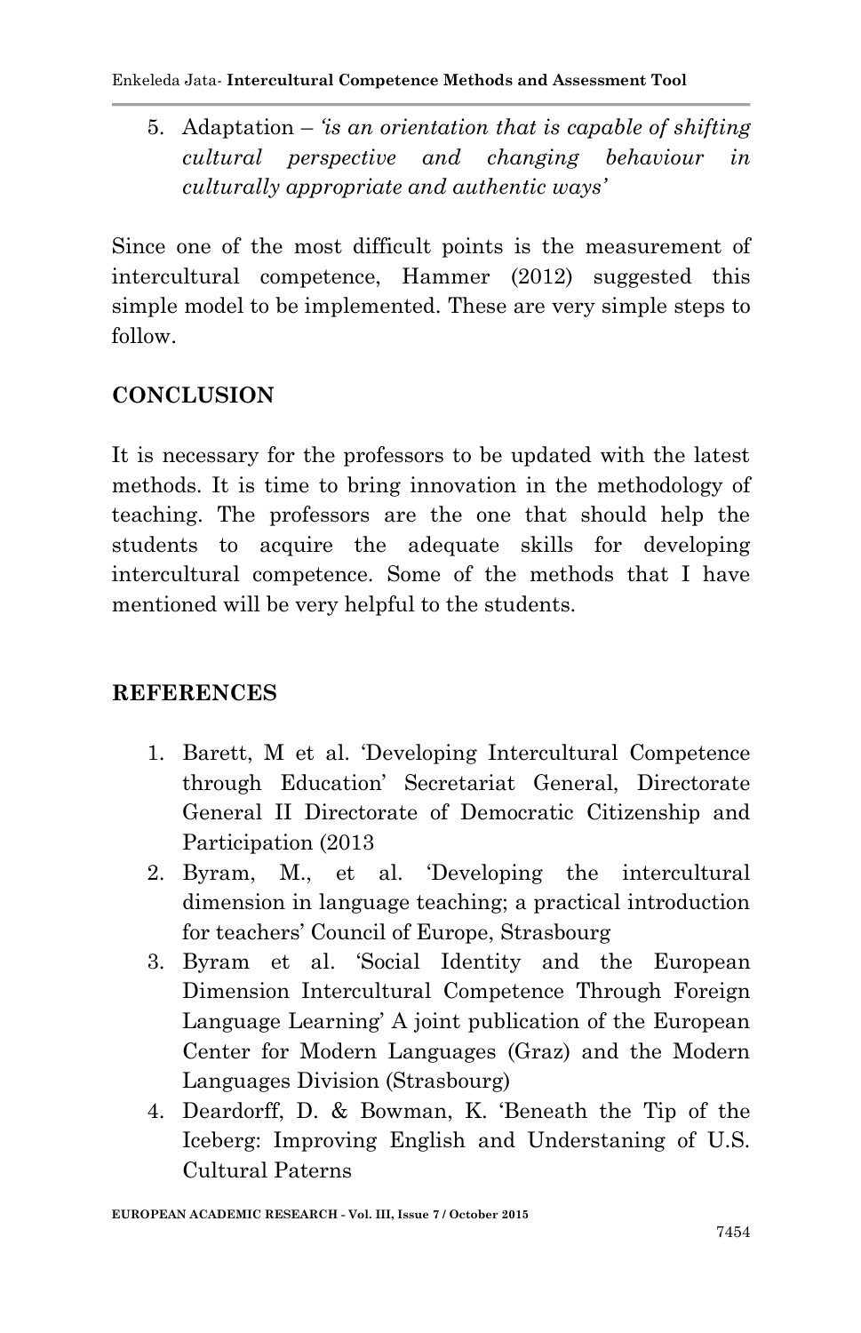5. Adaptation – *'is an orientation that is capable of shifting cultural perspective and changing behaviour in culturally appropriate and authentic ways'*

Since one of the most difficult points is the measurement of intercultural competence, Hammer (2012) suggested this simple model to be implemented. These are very simple steps to follow.

## CONCLUSION

It is necessary for the professors to be updated with the latest methods. It is time to bring innovation in the methodology of teaching. The professors are the one that should help the students to acquire the adequate skills for developing intercultural competence. Some of the methods that I have mentioned will be very helpful to the students.

## REFERENCES

1. Barett, M et al. 'Developing Intercultural Competence through Education' Secretariat General, Directorate General II Directorate of Democratic Citizenship and Participation (2013
2. Byram, M., et al. 'Developing the intercultural dimension in language teaching; a practical introduction for teachers' Council of Europe, Strasbourg
3. Byram et al. 'Social Identity and the European Dimension Intercultural Competence Through Foreign Language Learning' A joint publication of the European Center for Modern Languages (Graz) and the Modern Languages Division (Strasbourg)
4. Deardorff, D. & Bowman, K. 'Beneath the Tip of the Iceberg: Improving English and Understaning of U.S. Cultural Paterns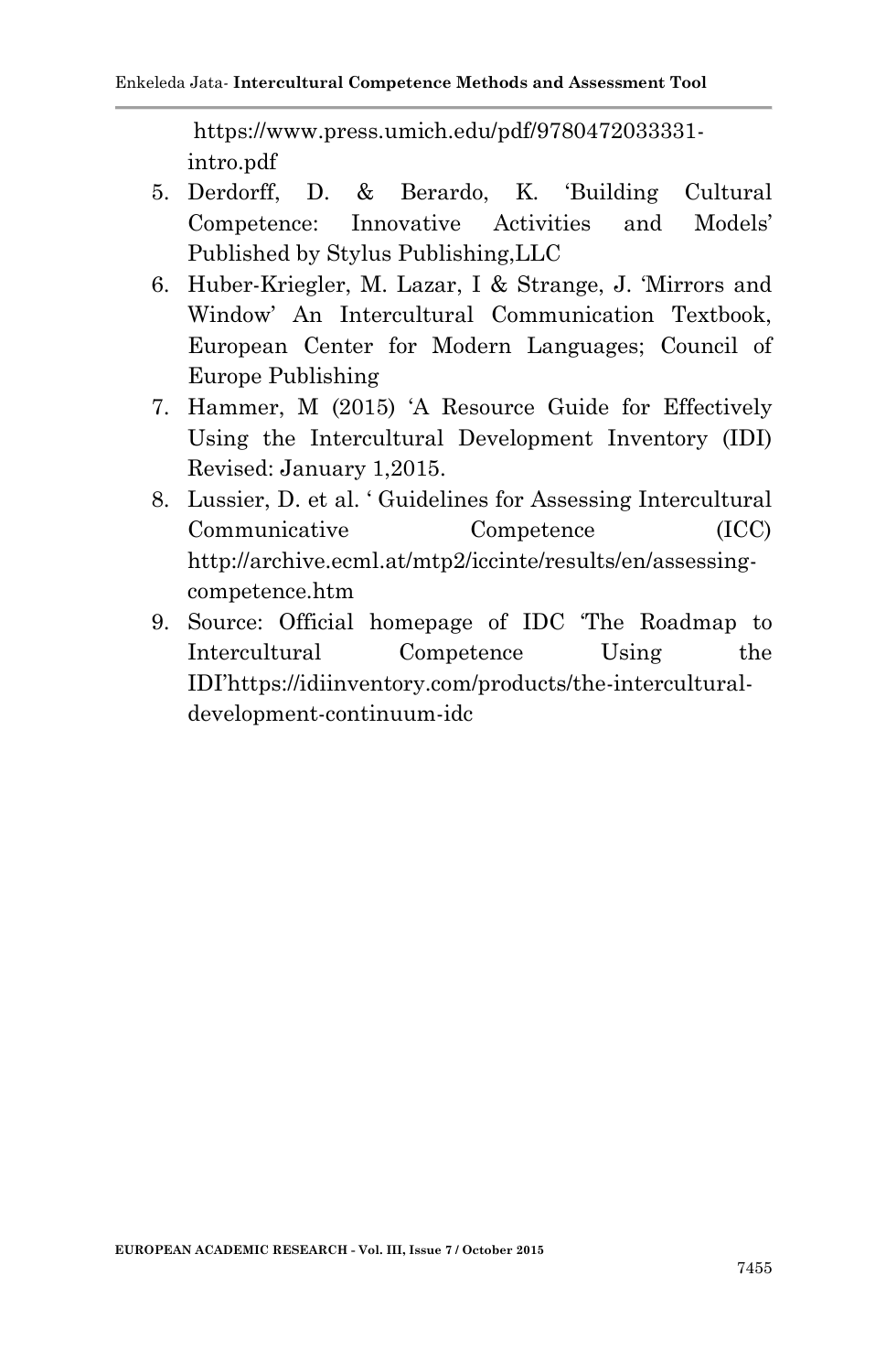https://www.press.umich.edu/pdf/9780472033331-intro.pdf

5. Derdorff, D. & Berardo, K. 'Building Cultural Competence: Innovative Activities and Models' Published by Stylus Publishing,LLC
6. Huber-Kriegler, M. Lazar, I & Strange, J. 'Mirrors and Window' An Intercultural Communication Textbook, European Center for Modern Languages; Council of Europe Publishing
7. Hammer, M (2015) 'A Resource Guide for Effectively Using the Intercultural Development Inventory (IDI) Revised: January 1,2015.
8. Lussier, D. et al. ' Guidelines for Assessing Intercultural Communicative Competence (ICC) http://archive.ecml.at/mtp2/iccinte/results/en/assessing-competence.htm
9. Source: Official homepage of IDC 'The Roadmap to Intercultural Competence Using the IDI'https://idiinventory.com/products/the-intercultural-development-continuum-idc